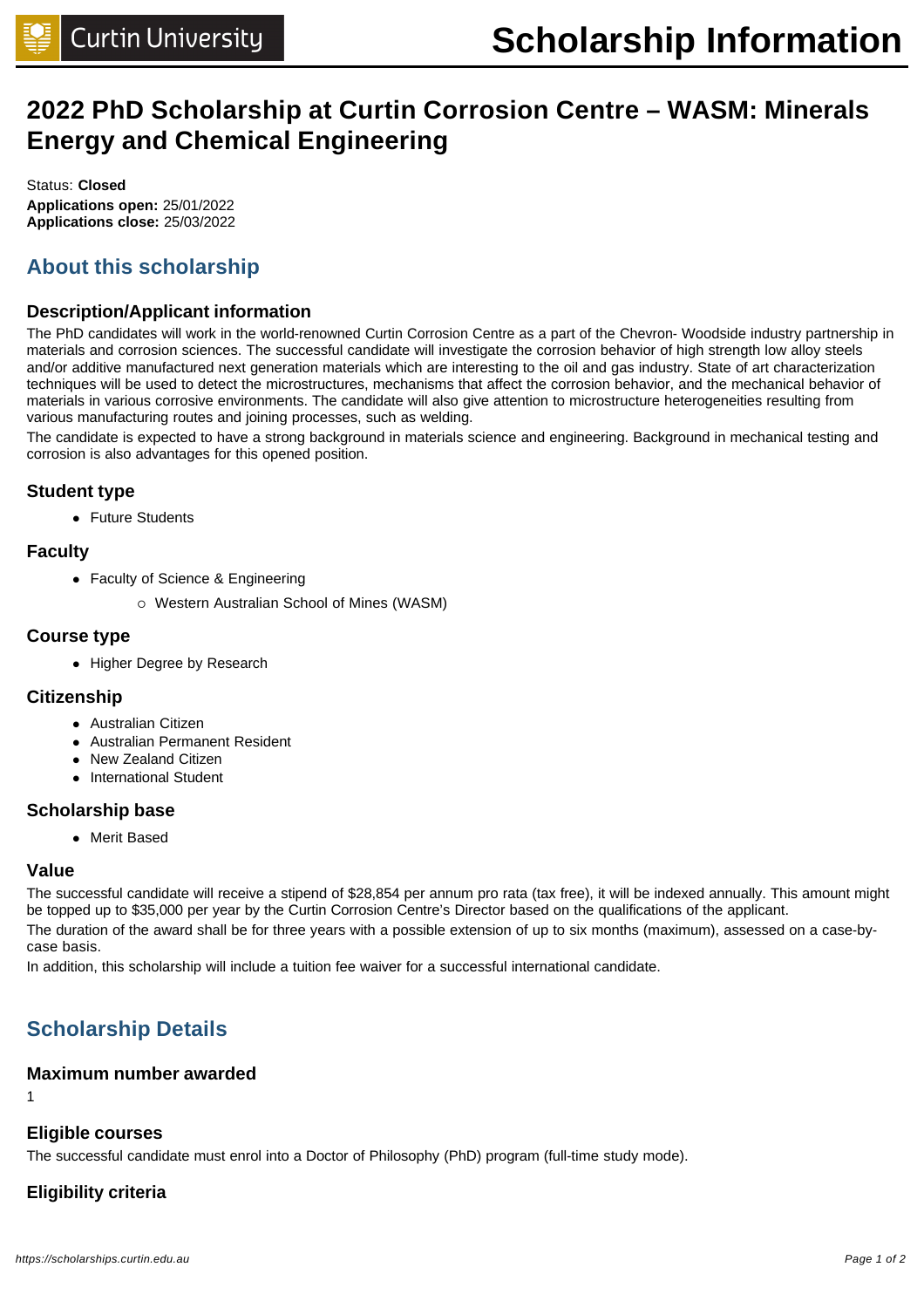# 2022 PhD Scholarship at Curtin Corrosion Centre – WASM: Minerals Energy and Chemical Engineering

Status: **Closed**
**Applications open:** 25/01/2022
**Applications close:** 25/03/2022

## About this scholarship

### Description/Applicant information

The PhD candidates will work in the world-renowned Curtin Corrosion Centre as a part of the Chevron- Woodside industry partnership in materials and corrosion sciences. The successful candidate will investigate the corrosion behavior of high strength low alloy steels and/or additive manufactured next generation materials which are interesting to the oil and gas industry. State of art characterization techniques will be used to detect the microstructures, mechanisms that affect the corrosion behavior, and the mechanical behavior of materials in various corrosive environments. The candidate will also give attention to microstructure heterogeneities resulting from various manufacturing routes and joining processes, such as welding.

The candidate is expected to have a strong background in materials science and engineering. Background in mechanical testing and corrosion is also advantages for this opened position.

### Student type

- Future Students

### Faculty

- Faculty of Science & Engineering
  - Western Australian School of Mines (WASM)

### Course type

- Higher Degree by Research

### Citizenship

- Australian Citizen
- Australian Permanent Resident
- New Zealand Citizen
- International Student

### Scholarship base

- Merit Based

### Value

The successful candidate will receive a stipend of $28,854 per annum pro rata (tax free), it will be indexed annually. This amount might be topped up to $35,000 per year by the Curtin Corrosion Centre's Director based on the qualifications of the applicant.

The duration of the award shall be for three years with a possible extension of up to six months (maximum), assessed on a case-by-case basis.

In addition, this scholarship will include a tuition fee waiver for a successful international candidate.

## Scholarship Details

### Maximum number awarded

1

### Eligible courses

The successful candidate must enrol into a Doctor of Philosophy (PhD) program (full-time study mode).

### Eligibility criteria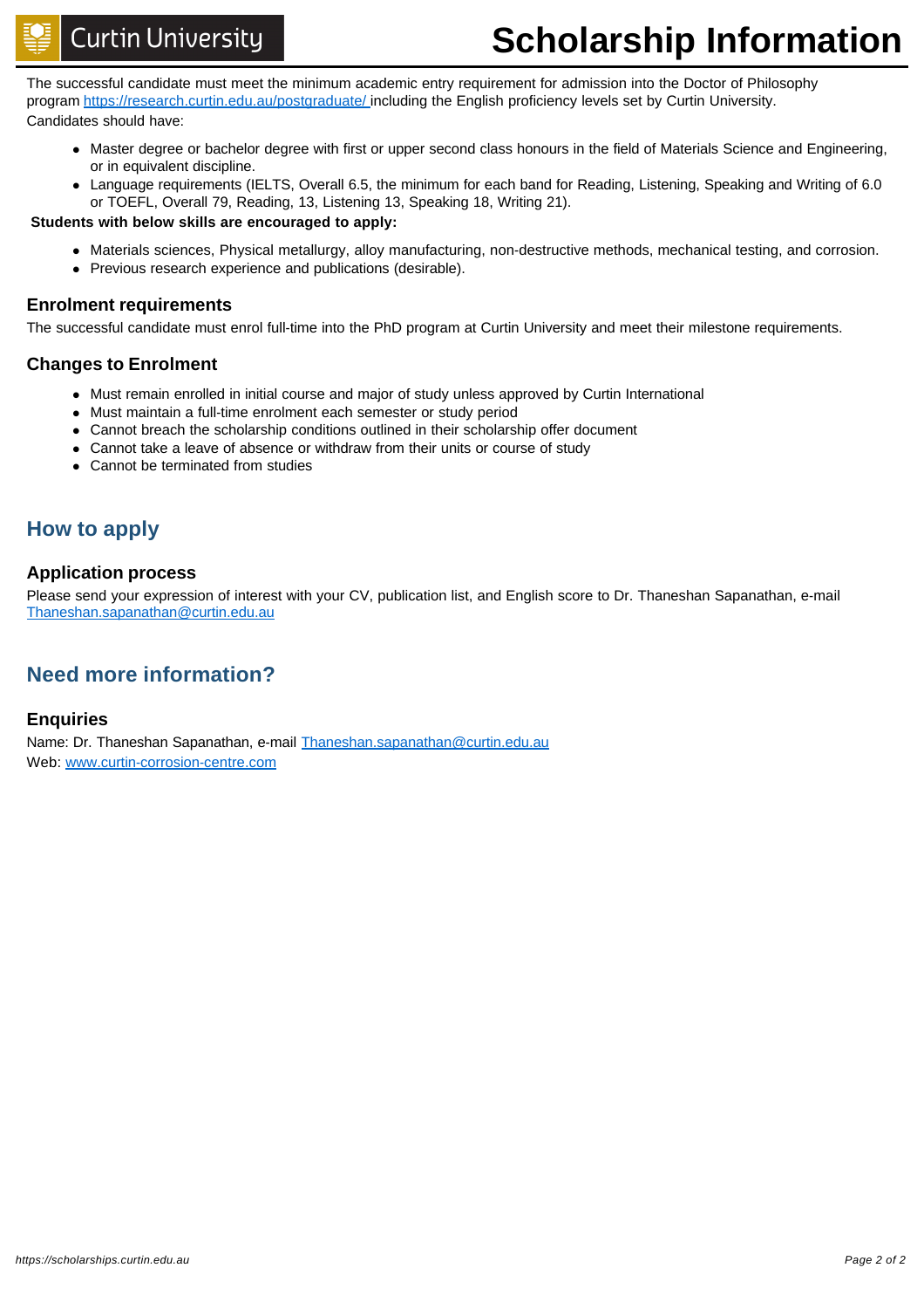The successful candidate must meet the minimum academic entry requirement for admission into the Doctor of Philosophy program https://research.curtin.edu.au/postgraduate/ including the English proficiency levels set by Curtin University.

Candidates should have:

- Master degree or bachelor degree with first or upper second class honours in the field of Materials Science and Engineering, or in equivalent discipline.
- Language requirements (IELTS, Overall 6.5, the minimum for each band for Reading, Listening, Speaking and Writing of 6.0 or TOEFL, Overall 79, Reading, 13, Listening 13, Speaking 18, Writing 21).

**Students with below skills are encouraged to apply:**

- Materials sciences, Physical metallurgy, alloy manufacturing, non-destructive methods, mechanical testing, and corrosion.
- Previous research experience and publications (desirable).

### Enrolment requirements

The successful candidate must enrol full-time into the PhD program at Curtin University and meet their milestone requirements.

### Changes to Enrolment

- Must remain enrolled in initial course and major of study unless approved by Curtin International
- Must maintain a full-time enrolment each semester or study period
- Cannot breach the scholarship conditions outlined in their scholarship offer document
- Cannot take a leave of absence or withdraw from their units or course of study
- Cannot be terminated from studies

## How to apply

### Application process

Please send your expression of interest with your CV, publication list, and English score to Dr. Thaneshan Sapanathan, e-mail Thaneshan.sapanathan@curtin.edu.au

## Need more information?

### Enquiries

Name: Dr. Thaneshan Sapanathan, e-mail Thaneshan.sapanathan@curtin.edu.au

Web: www.curtin-corrosion-centre.com